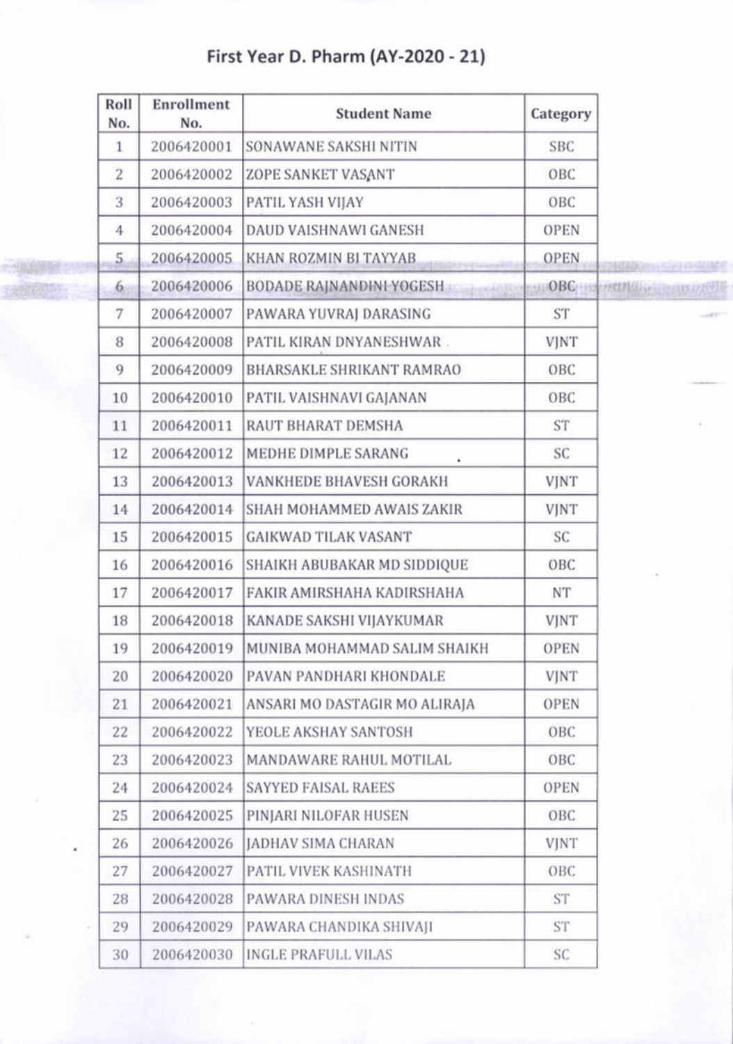# First Year D. Pharm (AY-2020 - 21)

| Roll No. | Enrollment No. | Student Name | Category |
|---|---|---|---|
| 1 | 2006420001 | SONAWANE SAKSHI NITIN | SBC |
| 2 | 2006420002 | ZOPE SANKET VASANT | OBC |
| 3 | 2006420003 | PATIL YASH VIJAY | OBC |
| 4 | 2006420004 | DAUD VAISHNAWI GANESH | OPEN |
| 5 | 2006420005 | KHAN ROZMIN BI TAYYAB | OPEN |
| 6 | 2006420006 | BODADE RAJNANDINI YOGESH | OBC |
| 7 | 2006420007 | PAWARA YUVRAJ DARASING | ST |
| 8 | 2006420008 | PATIL KIRAN DNYANESHWAR | VJNT |
| 9 | 2006420009 | BHARSAKLE SHRIKANT RAMRAO | OBC |
| 10 | 2006420010 | PATIL VAISHNAVI GAJANAN | OBC |
| 11 | 2006420011 | RAUT BHARAT DEMSHA | ST |
| 12 | 2006420012 | MEDHE DIMPLE SARANG | SC |
| 13 | 2006420013 | VANKHEDE BHAVESH GORAKH | VJNT |
| 14 | 2006420014 | SHAH MOHAMMED AWAIS ZAKIR | VJNT |
| 15 | 2006420015 | GAIKWAD TILAK VASANT | SC |
| 16 | 2006420016 | SHAIKH ABUBAKAR MD SIDDIQUE | OBC |
| 17 | 2006420017 | FAKIR AMIRSHAHA KADIRSHAHA | NT |
| 18 | 2006420018 | KANADE SAKSHI VIJAYKUMAR | VJNT |
| 19 | 2006420019 | MUNIBA MOHAMMAD SALIM SHAIKH | OPEN |
| 20 | 2006420020 | PAVAN PANDHARI KHONDALE | VJNT |
| 21 | 2006420021 | ANSARI MO DASTAGIR MO ALIRAJA | OPEN |
| 22 | 2006420022 | YEOLE AKSHAY SANTOSH | OBC |
| 23 | 2006420023 | MANDAWARE RAHUL MOTILAL | OBC |
| 24 | 2006420024 | SAYYED FAISAL RAEES | OPEN |
| 25 | 2006420025 | PINJARI NILOFAR HUSEN | OBC |
| 26 | 2006420026 | JADHAV SIMA CHARAN | VJNT |
| 27 | 2006420027 | PATIL VIVEK KASHINATH | OBC |
| 28 | 2006420028 | PAWARA DINESH INDAS | ST |
| 29 | 2006420029 | PAWARA CHANDIKA SHIVAJI | ST |
| 30 | 2006420030 | INGLE PRAFULL VILAS | SC |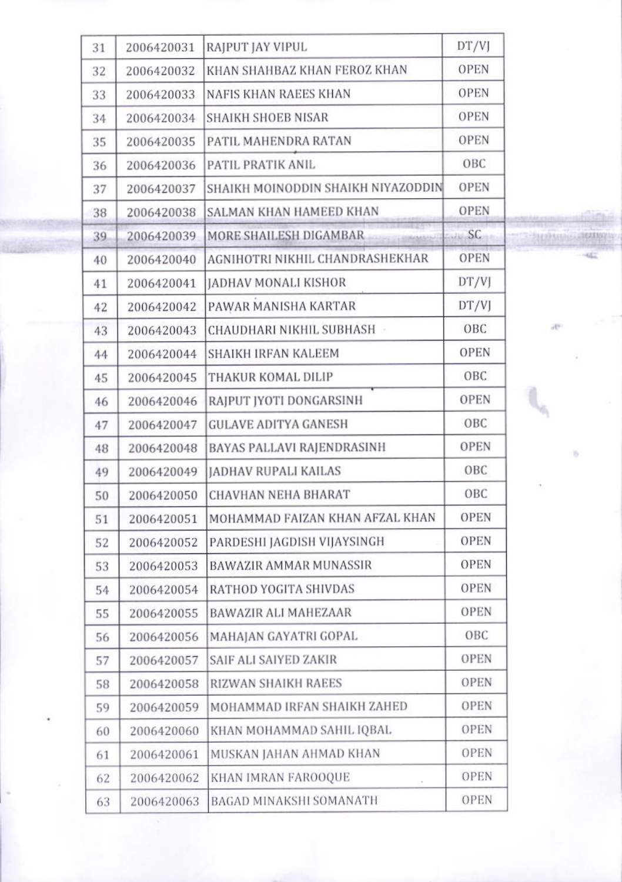| 31 | 2006420031 | RAJPUT JAY VIPUL | DT/VJ |
|---|---|---|---|
| 32 | 2006420032 | KHAN SHAHBAZ KHAN FEROZ KHAN | OPEN |
| 33 | 2006420033 | NAFIS KHAN RAEES KHAN | OPEN |
| 34 | 2006420034 | SHAIKH SHOEB NISAR | OPEN |
| 35 | 2006420035 | PATIL MAHENDRA RATAN | OPEN |
| 36 | 2006420036 | PATIL PRATIK ANIL | OBC |
| 37 | 2006420037 | SHAIKH MOINODDIN SHAIKH NIYAZODDIN | OPEN |
| 38 | 2006420038 | SALMAN KHAN HAMEED KHAN | OPEN |
| 39 | 2006420039 | MORE SHAILESH DIGAMBAR | SC |
| 40 | 2006420040 | AGNIHOTRI NIKHIL CHANDRASHEKHAR | OPEN |
| 41 | 2006420041 | JADHAV MONALI KISHOR | DT/VJ |
| 42 | 2006420042 | PAWAR MANISHA KARTAR | DT/VJ |
| 43 | 2006420043 | CHAUDHARI NIKHIL SUBHASH | OBC |
| 44 | 2006420044 | SHAIKH IRFAN KALEEM | OPEN |
| 45 | 2006420045 | THAKUR KOMAL DILIP | OBC |
| 46 | 2006420046 | RAJPUT JYOTI DONGARSINH | OPEN |
| 47 | 2006420047 | GULAVE ADITYA GANESH | OBC |
| 48 | 2006420048 | BAYAS PALLAVI RAJENDRASINH | OPEN |
| 49 | 2006420049 | JADHAV RUPALI KAILAS | OBC |
| 50 | 2006420050 | CHAVHAN NEHA BHARAT | OBC |
| 51 | 2006420051 | MOHAMMAD FAIZAN KHAN AFZAL KHAN | OPEN |
| 52 | 2006420052 | PARDESHI JAGDISH VIJAYSINGH | OPEN |
| 53 | 2006420053 | BAWAZIR AMMAR MUNASSIR | OPEN |
| 54 | 2006420054 | RATHOD YOGITA SHIVDAS | OPEN |
| 55 | 2006420055 | BAWAZIR ALI MAHEZAAR | OPEN |
| 56 | 2006420056 | MAHAJAN GAYATRI GOPAL | OBC |
| 57 | 2006420057 | SAIF ALI SAIYED ZAKIR | OPEN |
| 58 | 2006420058 | RIZWAN SHAIKH RAEES | OPEN |
| 59 | 2006420059 | MOHAMMAD IRFAN SHAIKH ZAHED | OPEN |
| 60 | 2006420060 | KHAN MOHAMMAD SAHIL IQBAL | OPEN |
| 61 | 2006420061 | MUSKAN JAHAN AHMAD KHAN | OPEN |
| 62 | 2006420062 | KHAN IMRAN FAROOQUE | OPEN |
| 63 | 2006420063 | BAGAD MINAKSHI SOMANATH | OPEN |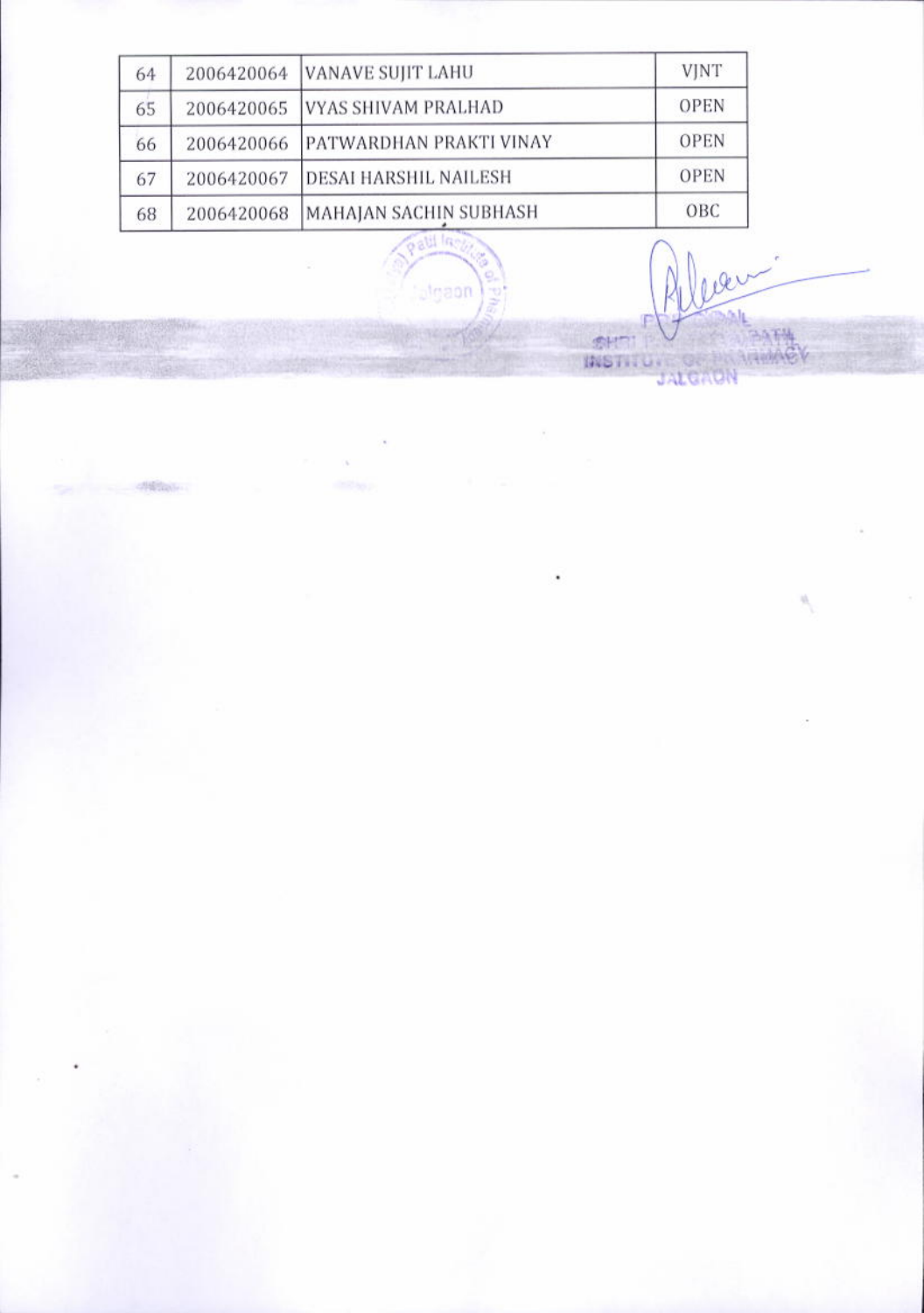| 64 | 2006420064 | VANAVE SUJIT LAHU | VJNT |
|---|---|---|---|
| 65 | 2006420065 | VYAS SHIVAM PRALHAD | OPEN |
| 66 | 2006420066 | PATWARDHAN PRAKTI VINAY | OPEN |
| 67 | 2006420067 | DESAI HARSHIL NAILESH | OPEN |
| 68 | 2006420068 | MAHAJAN SACHIN SUBHASH | OBC |

PRINCIPAL
SHRI ... INSTITUTE OF PHARMACY
JALGAON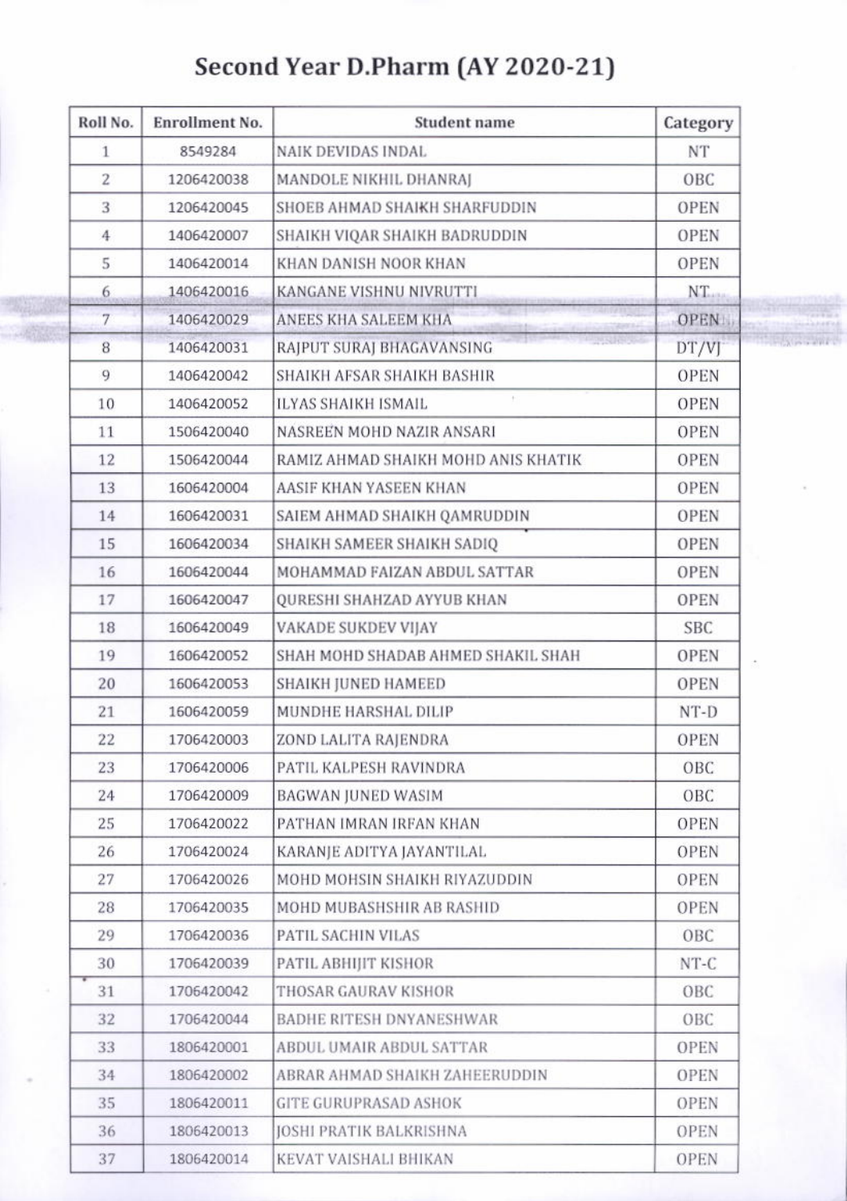# Second Year D.Pharm (AY 2020-21)

| Roll No. | Enrollment No. | Student name | Category |
|---|---|---|---|
| 1 | 8549284 | NAIK DEVIDAS INDAL | NT |
| 2 | 1206420038 | MANDOLE NIKHIL DHANRAJ | OBC |
| 3 | 1206420045 | SHOEB AHMAD SHAIKH SHARFUDDIN | OPEN |
| 4 | 1406420007 | SHAIKH VIQAR SHAIKH BADRUDDIN | OPEN |
| 5 | 1406420014 | KHAN DANISH NOOR KHAN | OPEN |
| 6 | 1406420016 | KANGANE VISHNU NIVRUTTI | NT |
| 7 | 1406420029 | ANEES KHA SALEEM KHA | OPEN |
| 8 | 1406420031 | RAJPUT SURAJ BHAGAVANSING | DT/VJ |
| 9 | 1406420042 | SHAIKH AFSAR SHAIKH BASHIR | OPEN |
| 10 | 1406420052 | ILYAS SHAIKH ISMAIL | OPEN |
| 11 | 1506420040 | NASREEN MOHD NAZIR ANSARI | OPEN |
| 12 | 1506420044 | RAMIZ AHMAD SHAIKH MOHD ANIS KHATIK | OPEN |
| 13 | 1606420004 | AASIF KHAN YASEEN KHAN | OPEN |
| 14 | 1606420031 | SAIEM AHMAD SHAIKH QAMRUDDIN | OPEN |
| 15 | 1606420034 | SHAIKH SAMEER SHAIKH SADIQ | OPEN |
| 16 | 1606420044 | MOHAMMAD FAIZAN ABDUL SATTAR | OPEN |
| 17 | 1606420047 | QURESHI SHAHZAD AYYUB KHAN | OPEN |
| 18 | 1606420049 | VAKADE SUKDEV VIJAY | SBC |
| 19 | 1606420052 | SHAH MOHD SHADAB AHMED SHAKIL SHAH | OPEN |
| 20 | 1606420053 | SHAIKH JUNED HAMEED | OPEN |
| 21 | 1606420059 | MUNDHE HARSHAL DILIP | NT-D |
| 22 | 1706420003 | ZOND LALITA RAJENDRA | OPEN |
| 23 | 1706420006 | PATIL KALPESH RAVINDRA | OBC |
| 24 | 1706420009 | BAGWAN JUNED WASIM | OBC |
| 25 | 1706420022 | PATHAN IMRAN IRFAN KHAN | OPEN |
| 26 | 1706420024 | KARANJE ADITYA JAYANTILAL | OPEN |
| 27 | 1706420026 | MOHD MOHSIN SHAIKH RIYAZUDDIN | OPEN |
| 28 | 1706420035 | MOHD MUBASHSHIR AB RASHID | OPEN |
| 29 | 1706420036 | PATIL SACHIN VILAS | OBC |
| 30 | 1706420039 | PATIL ABHIJIT KISHOR | NT-C |
| 31 | 1706420042 | THOSAR GAURAV KISHOR | OBC |
| 32 | 1706420044 | BADHE RITESH DNYANESHWAR | OBC |
| 33 | 1806420001 | ABDUL UMAIR ABDUL SATTAR | OPEN |
| 34 | 1806420002 | ABRAR AHMAD SHAIKH ZAHEERUDDIN | OPEN |
| 35 | 1806420011 | GITE GURUPRASAD ASHOK | OPEN |
| 36 | 1806420013 | JOSHI PRATIK BALKRISHNA | OPEN |
| 37 | 1806420014 | KEVAT VAISHALI BHIKAN | OPEN |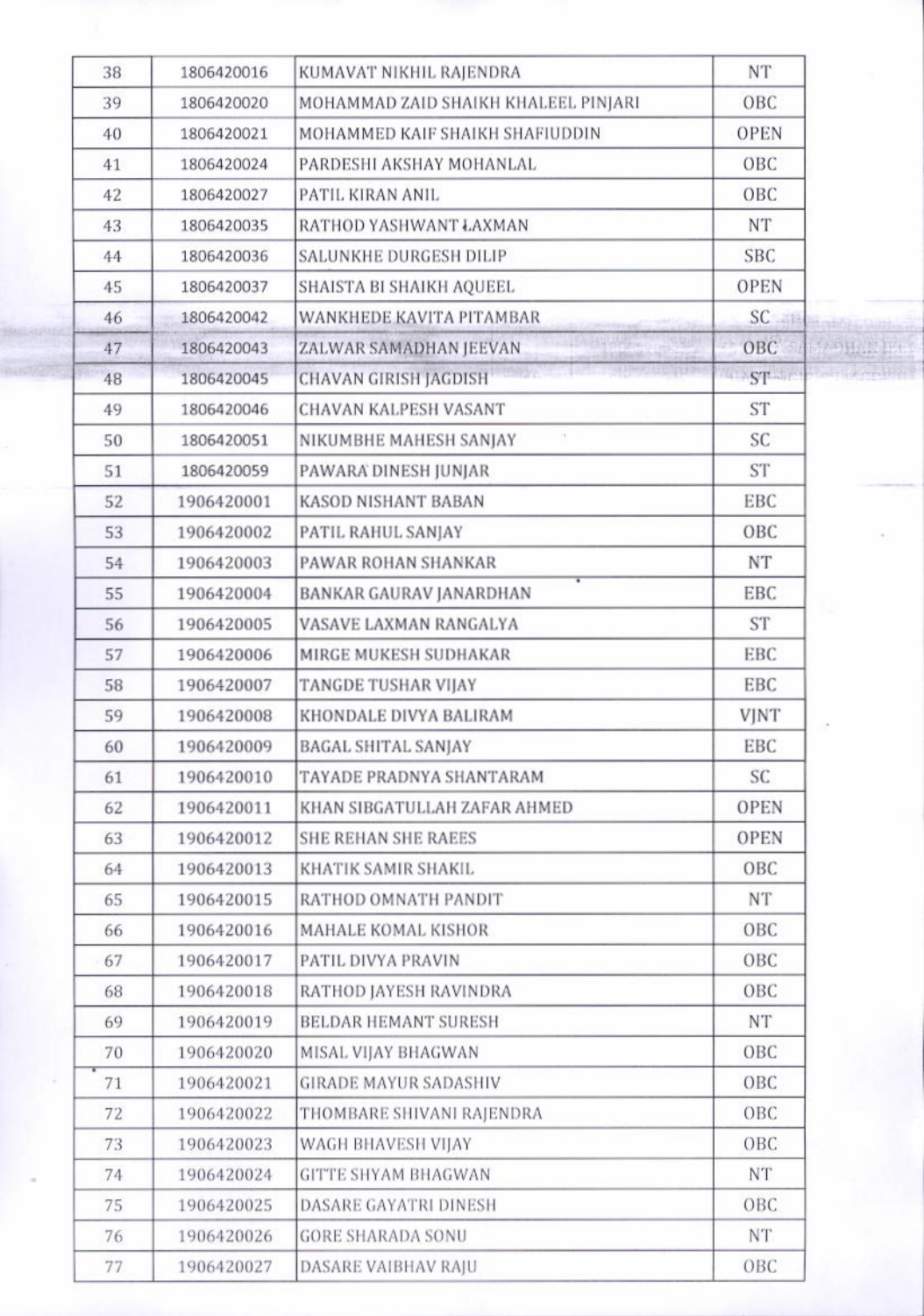| 38 | 1806420016 | KUMAVAT NIKHIL RAJENDRA | NT |
|---|---|---|---|
| 39 | 1806420020 | MOHAMMAD ZAID SHAIKH KHALEEL PINJARI | OBC |
| 40 | 1806420021 | MOHAMMED KAIF SHAIKH SHAFIUDDIN | OPEN |
| 41 | 1806420024 | PARDESHI AKSHAY MOHANLAL | OBC |
| 42 | 1806420027 | PATIL KIRAN ANIL | OBC |
| 43 | 1806420035 | RATHOD YASHWANT LAXMAN | NT |
| 44 | 1806420036 | SALUNKHE DURGESH DILIP | SBC |
| 45 | 1806420037 | SHAISTA BI SHAIKH AQUEEL | OPEN |
| 46 | 1806420042 | WANKHEDE KAVITA PITAMBAR | SC |
| 47 | 1806420043 | ZALWAR SAMADHAN JEEVAN | OBC |
| 48 | 1806420045 | CHAVAN GIRISH JAGDISH | ST |
| 49 | 1806420046 | CHAVAN KALPESH VASANT | ST |
| 50 | 1806420051 | NIKUMBHE MAHESH SANJAY | SC |
| 51 | 1806420059 | PAWARA DINESH JUNJAR | ST |
| 52 | 1906420001 | KASOD NISHANT BABAN | EBC |
| 53 | 1906420002 | PATIL RAHUL SANJAY | OBC |
| 54 | 1906420003 | PAWAR ROHAN SHANKAR | NT |
| 55 | 1906420004 | BANKAR GAURAV JANARDHAN | EBC |
| 56 | 1906420005 | VASAVE LAXMAN RANGALYA | ST |
| 57 | 1906420006 | MIRGE MUKESH SUDHAKAR | EBC |
| 58 | 1906420007 | TANGDE TUSHAR VIJAY | EBC |
| 59 | 1906420008 | KHONDALE DIVYA BALIRAM | VJNT |
| 60 | 1906420009 | BAGAL SHITAL SANJAY | EBC |
| 61 | 1906420010 | TAYADE PRADNYA SHANTARAM | SC |
| 62 | 1906420011 | KHAN SIBGATULLAH ZAFAR AHMED | OPEN |
| 63 | 1906420012 | SHE REHAN SHE RAEES | OPEN |
| 64 | 1906420013 | KHATIK SAMIR SHAKIL | OBC |
| 65 | 1906420015 | RATHOD OMNATH PANDIT | NT |
| 66 | 1906420016 | MAHALE KOMAL KISHOR | OBC |
| 67 | 1906420017 | PATIL DIVYA PRAVIN | OBC |
| 68 | 1906420018 | RATHOD JAYESH RAVINDRA | OBC |
| 69 | 1906420019 | BELDAR HEMANT SURESH | NT |
| 70 | 1906420020 | MISAL VIJAY BHAGWAN | OBC |
| 71 | 1906420021 | GIRADE MAYUR SADASHIV | OBC |
| 72 | 1906420022 | THOMBARE SHIVANI RAJENDRA | OBC |
| 73 | 1906420023 | WAGH BHAVESH VIJAY | OBC |
| 74 | 1906420024 | GITTE SHYAM BHAGWAN | NT |
| 75 | 1906420025 | DASARE GAYATRI DINESH | OBC |
| 76 | 1906420026 | GORE SHARADA SONU | NT |
| 77 | 1906420027 | DASARE VAIBHAV RAJU | OBC |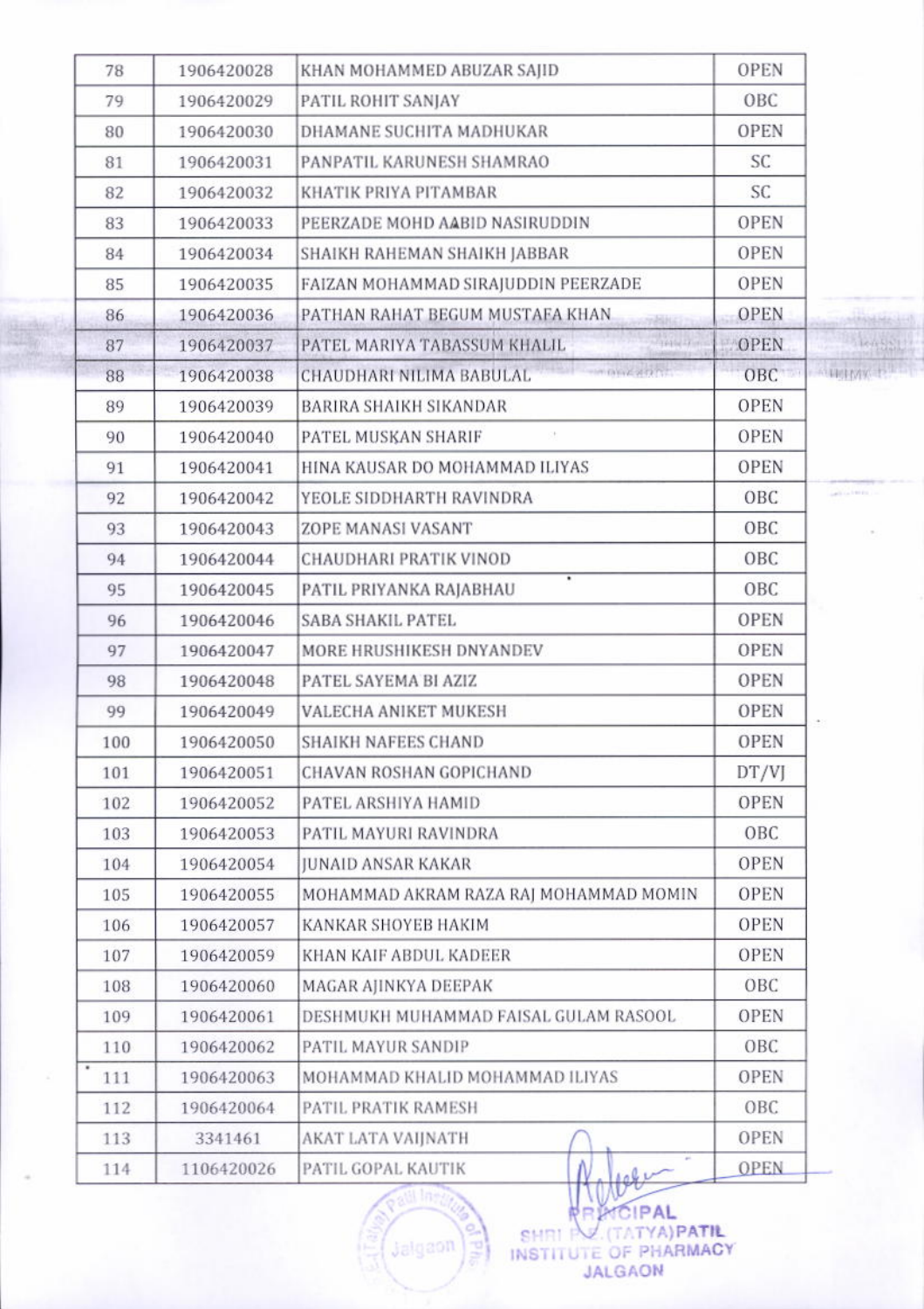| | | | |
|---|---|---|---|
| 78 | 1906420028 | KHAN MOHAMMED ABUZAR SAJID | OPEN |
| 79 | 1906420029 | PATIL ROHIT SANJAY | OBC |
| 80 | 1906420030 | DHAMANE SUCHITA MADHUKAR | OPEN |
| 81 | 1906420031 | PANPATIL KARUNESH SHAMRAO | SC |
| 82 | 1906420032 | KHATIK PRIYA PITAMBAR | SC |
| 83 | 1906420033 | PEERZADE MOHD AABID NASIRUDDIN | OPEN |
| 84 | 1906420034 | SHAIKH RAHEMAN SHAIKH JABBAR | OPEN |
| 85 | 1906420035 | FAIZAN MOHAMMAD SIRAJUDDIN PEERZADE | OPEN |
| 86 | 1906420036 | PATHAN RAHAT BEGUM MUSTAFA KHAN | OPEN |
| 87 | 1906420037 | PATEL MARIYA TABASSUM KHALIL | OPEN |
| 88 | 1906420038 | CHAUDHARI NILIMA BABULAL | OBC |
| 89 | 1906420039 | BARIRA SHAIKH SIKANDAR | OPEN |
| 90 | 1906420040 | PATEL MUSKAN SHARIF | OPEN |
| 91 | 1906420041 | HINA KAUSAR DO MOHAMMAD ILIYAS | OPEN |
| 92 | 1906420042 | YEOLE SIDDHARTH RAVINDRA | OBC |
| 93 | 1906420043 | ZOPE MANASI VASANT | OBC |
| 94 | 1906420044 | CHAUDHARI PRATIK VINOD | OBC |
| 95 | 1906420045 | PATIL PRIYANKA RAJABHAU | OBC |
| 96 | 1906420046 | SABA SHAKIL PATEL | OPEN |
| 97 | 1906420047 | MORE HRUSHIKESH DNYANDEV | OPEN |
| 98 | 1906420048 | PATEL SAYEMA BI AZIZ | OPEN |
| 99 | 1906420049 | VALECHA ANIKET MUKESH | OPEN |
| 100 | 1906420050 | SHAIKH NAFEES CHAND | OPEN |
| 101 | 1906420051 | CHAVAN ROSHAN GOPICHAND | DT/VJ |
| 102 | 1906420052 | PATEL ARSHIYA HAMID | OPEN |
| 103 | 1906420053 | PATIL MAYURI RAVINDRA | OBC |
| 104 | 1906420054 | JUNAID ANSAR KAKAR | OPEN |
| 105 | 1906420055 | MOHAMMAD AKRAM RAZA RAJ MOHAMMAD MOMIN | OPEN |
| 106 | 1906420057 | KANKAR SHOYEB HAKIM | OPEN |
| 107 | 1906420059 | KHAN KAIF ABDUL KADEER | OPEN |
| 108 | 1906420060 | MAGAR AJINKYA DEEPAK | OBC |
| 109 | 1906420061 | DESHMUKH MUHAMMAD FAISAL GULAM RASOOL | OPEN |
| 110 | 1906420062 | PATIL MAYUR SANDIP | OBC |
| 111 | 1906420063 | MOHAMMAD KHALID MOHAMMAD ILIYAS | OPEN |
| 112 | 1906420064 | PATIL PRATIK RAMESH | OBC |
| 113 | 3341461 | AKAT LATA VAIJNATH | OPEN |
| 114 | 1106420026 | PATIL GOPAL KAUTIK | OPEN |

PRINCIPAL
SHRI R.L.(TATYA)PATIL
INSTITUTE OF PHARMACY
JALGAON